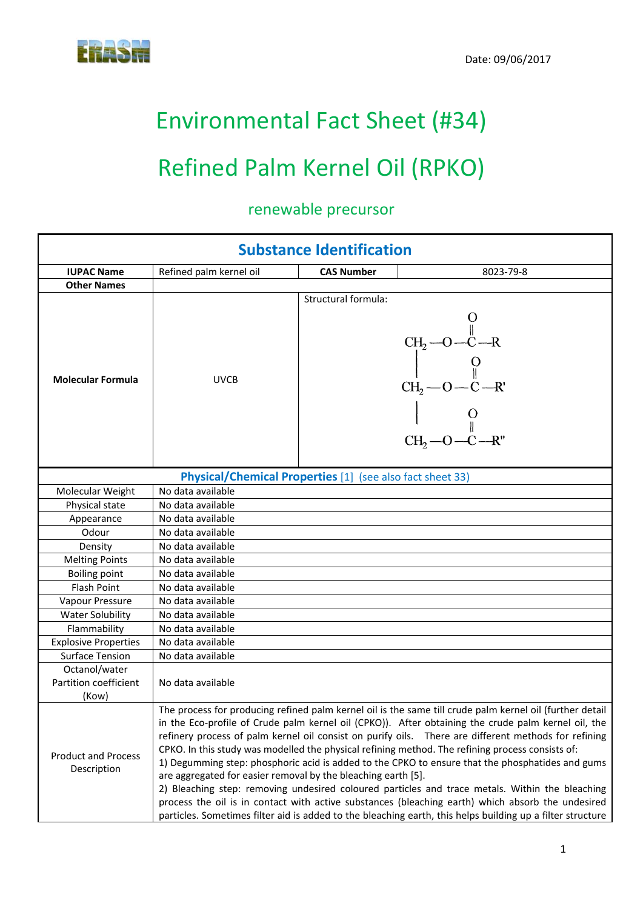Date: 09/06/2017

# Environmental Fact Sheet (#34)

# Refined Palm Kernel Oil (RPKO)

## renewable precursor

| Substance Identification | | | |
|---|---|---|---|
| **IUPAC Name** | Refined palm kernel oil | **CAS Number** | 8023-79-8 |
| **Other Names** | | | |
| **Molecular Formula** | UVCB | Structural formula: $CH_2-O-C(=O)-R$ / $CH-O-C(=O)-R'$ / $CH_2-O-C(=O)-R''$ | |

| Physical/Chemical Properties [1] (see also fact sheet 33) | |
|---|---|
| Molecular Weight | No data available |
| Physical state | No data available |
| Appearance | No data available |
| Odour | No data available |
| Density | No data available |
| Melting Points | No data available |
| Boiling point | No data available |
| Flash Point | No data available |
| Vapour Pressure | No data available |
| Water Solubility | No data available |
| Flammability | No data available |
| Explosive Properties | No data available |
| Surface Tension | No data available |
| Octanol/water Partition coefficient (Kow) | No data available |
| Product and Process Description | The process for producing refined palm kernel oil is the same till crude palm kernel oil (further detail in the Eco-profile of Crude palm kernel oil (CPKO)). After obtaining the crude palm kernel oil, the refinery process of palm kernel oil consist on purify oils. There are different methods for refining CPKO. In this study was modelled the physical refining method. The refining process consists of:<br>1) Degumming step: phosphoric acid is added to the CPKO to ensure that the phosphatides and gums are aggregated for easier removal by the bleaching earth [5].<br>2) Bleaching step: removing undesired coloured particles and trace metals. Within the bleaching process the oil is in contact with active substances (bleaching earth) which absorb the undesired particles. Sometimes filter aid is added to the bleaching earth, this helps building up a filter structure |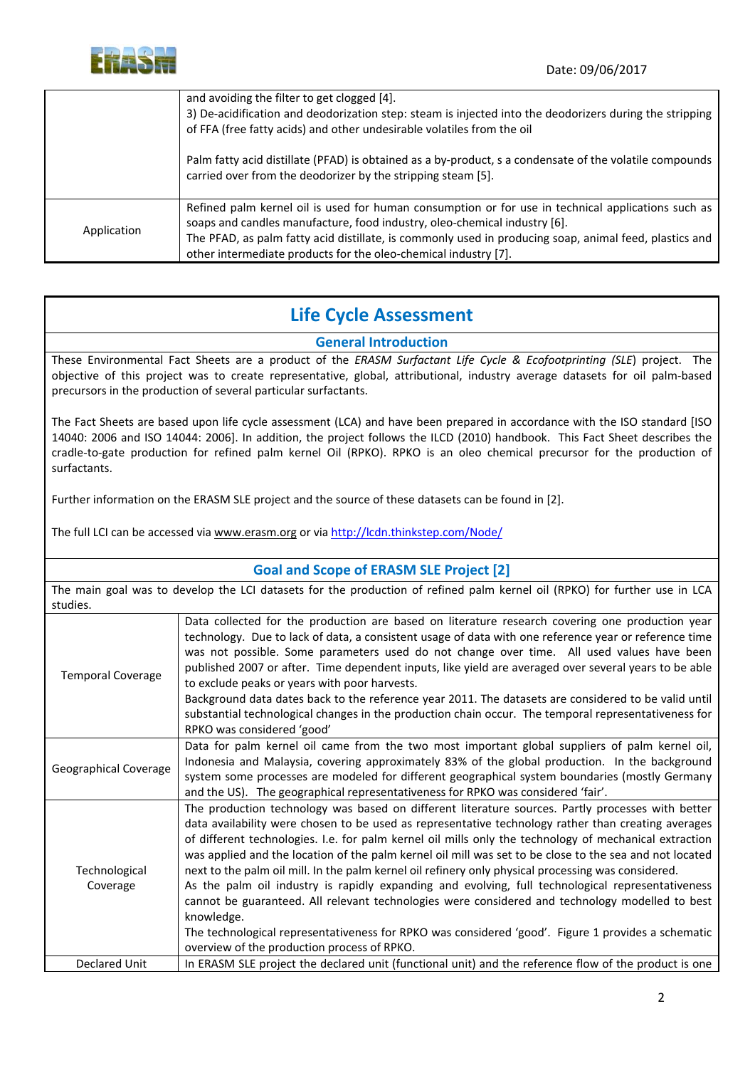| | |
|---|---|
| | and avoiding the filter to get clogged [4].<br>3) De-acidification and deodorization step: steam is injected into the deodorizers during the stripping of FFA (free fatty acids) and other undesirable volatiles from the oil<br><br>Palm fatty acid distillate (PFAD) is obtained as a by-product, s a condensate of the volatile compounds carried over from the deodorizer by the stripping steam [5]. |
| Application | Refined palm kernel oil is used for human consumption or for use in technical applications such as soaps and candles manufacture, food industry, oleo-chemical industry [6].<br>The PFAD, as palm fatty acid distillate, is commonly used in producing soap, animal feed, plastics and other intermediate products for the oleo-chemical industry [7]. |

# Life Cycle Assessment

## General Introduction

These Environmental Fact Sheets are a product of the *ERASM Surfactant Life Cycle & Ecofootprinting (SLE)* project. The objective of this project was to create representative, global, attributional, industry average datasets for oil palm-based precursors in the production of several particular surfactants.

The Fact Sheets are based upon life cycle assessment (LCA) and have been prepared in accordance with the ISO standard [ISO 14040: 2006 and ISO 14044: 2006]. In addition, the project follows the ILCD (2010) handbook. This Fact Sheet describes the cradle-to-gate production for refined palm kernel Oil (RPKO). RPKO is an oleo chemical precursor for the production of surfactants.

Further information on the ERASM SLE project and the source of these datasets can be found in [2].

The full LCI can be accessed via www.erasm.org or via http://lcdn.thinkstep.com/Node/

## Goal and Scope of ERASM SLE Project [2]

The main goal was to develop the LCI datasets for the production of refined palm kernel oil (RPKO) for further use in LCA studies.

| | |
|---|---|
| Temporal Coverage | Data collected for the production are based on literature research covering one production year technology. Due to lack of data, a consistent usage of data with one reference year or reference time was not possible. Some parameters used do not change over time. All used values have been published 2007 or after. Time dependent inputs, like yield are averaged over several years to be able to exclude peaks or years with poor harvests.<br>Background data dates back to the reference year 2011. The datasets are considered to be valid until substantial technological changes in the production chain occur. The temporal representativeness for RPKO was considered 'good' |
| Geographical Coverage | Data for palm kernel oil came from the two most important global suppliers of palm kernel oil, Indonesia and Malaysia, covering approximately 83% of the global production. In the background system some processes are modeled for different geographical system boundaries (mostly Germany and the US). The geographical representativeness for RPKO was considered 'fair'. |
| Technological Coverage | The production technology was based on different literature sources. Partly processes with better data availability were chosen to be used as representative technology rather than creating averages of different technologies. I.e. for palm kernel oil mills only the technology of mechanical extraction was applied and the location of the palm kernel oil mill was set to be close to the sea and not located next to the palm oil mill. In the palm kernel oil refinery only physical processing was considered.<br>As the palm oil industry is rapidly expanding and evolving, full technological representativeness cannot be guaranteed. All relevant technologies were considered and technology modelled to best knowledge.<br>The technological representativeness for RPKO was considered 'good'. Figure 1 provides a schematic overview of the production process of RPKO. |
| Declared Unit | In ERASM SLE project the declared unit (functional unit) and the reference flow of the product is one |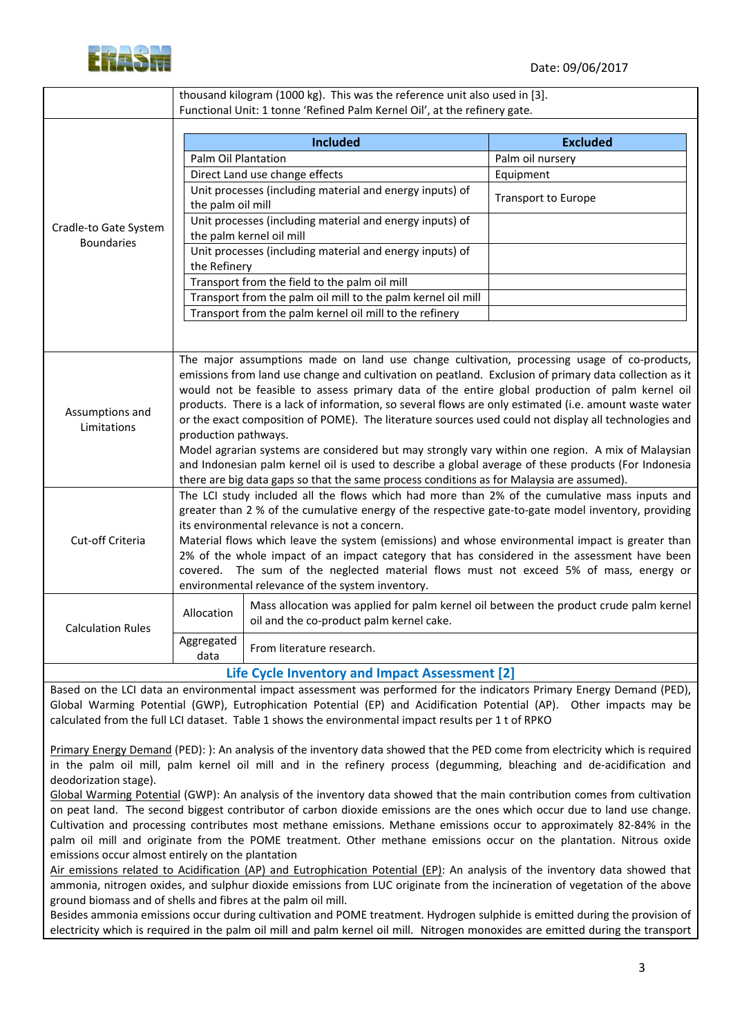| | |
|---|---|
| | thousand kilogram (1000 kg). This was the reference unit also used in [3]. Functional Unit: 1 tonne 'Refined Palm Kernel Oil', at the refinery gate. |

**Cradle-to Gate System Boundaries**

| Included | Excluded |
|---|---|
| Palm Oil Plantation | Palm oil nursery |
| Direct Land use change effects | Equipment |
| Unit processes (including material and energy inputs) of the palm oil mill | Transport to Europe |
| Unit processes (including material and energy inputs) of the palm kernel oil mill | |
| Unit processes (including material and energy inputs) of the Refinery | |
| Transport from the field to the palm oil mill | |
| Transport from the palm oil mill to the palm kernel oil mill | |
| Transport from the palm kernel oil mill to the refinery | |

| | |
|---|---|
| Assumptions and Limitations | The major assumptions made on land use change cultivation, processing usage of co-products, emissions from land use change and cultivation on peatland. Exclusion of primary data collection as it would not be feasible to assess primary data of the entire global production of palm kernel oil products. There is a lack of information, so several flows are only estimated (i.e. amount waste water or the exact composition of POME). The literature sources used could not display all technologies and production pathways. Model agrarian systems are considered but may strongly vary within one region. A mix of Malaysian and Indonesian palm kernel oil is used to describe a global average of these products (For Indonesia there are big data gaps so that the same process conditions as for Malaysia are assumed). |
| Cut-off Criteria | The LCI study included all the flows which had more than 2% of the cumulative mass inputs and greater than 2 % of the cumulative energy of the respective gate-to-gate model inventory, providing its environmental relevance is not a concern. Material flows which leave the system (emissions) and whose environmental impact is greater than 2% of the whole impact of an impact category that has considered in the assessment have been covered. The sum of the neglected material flows must not exceed 5% of mass, energy or environmental relevance of the system inventory. |

| Calculation Rules | | |
|---|---|---|
| | Allocation | Mass allocation was applied for palm kernel oil between the product crude palm kernel oil and the co-product palm kernel cake. |
| | Aggregated data | From literature research. |

## Life Cycle Inventory and Impact Assessment [2]

Based on the LCI data an environmental impact assessment was performed for the indicators Primary Energy Demand (PED), Global Warming Potential (GWP), Eutrophication Potential (EP) and Acidification Potential (AP). Other impacts may be calculated from the full LCI dataset. Table 1 shows the environmental impact results per 1 t of RPKO

Primary Energy Demand (PED): ): An analysis of the inventory data showed that the PED come from electricity which is required in the palm oil mill, palm kernel oil mill and in the refinery process (degumming, bleaching and de-acidification and deodorization stage).

Global Warming Potential (GWP): An analysis of the inventory data showed that the main contribution comes from cultivation on peat land. The second biggest contributor of carbon dioxide emissions are the ones which occur due to land use change. Cultivation and processing contributes most methane emissions. Methane emissions occur to approximately 82-84% in the palm oil mill and originate from the POME treatment. Other methane emissions occur on the plantation. Nitrous oxide emissions occur almost entirely on the plantation

Air emissions related to Acidification (AP) and Eutrophication Potential (EP): An analysis of the inventory data showed that ammonia, nitrogen oxides, and sulphur dioxide emissions from LUC originate from the incineration of vegetation of the above ground biomass and of shells and fibres at the palm oil mill.

Besides ammonia emissions occur during cultivation and POME treatment. Hydrogen sulphide is emitted during the provision of electricity which is required in the palm oil mill and palm kernel oil mill. Nitrogen monoxides are emitted during the transport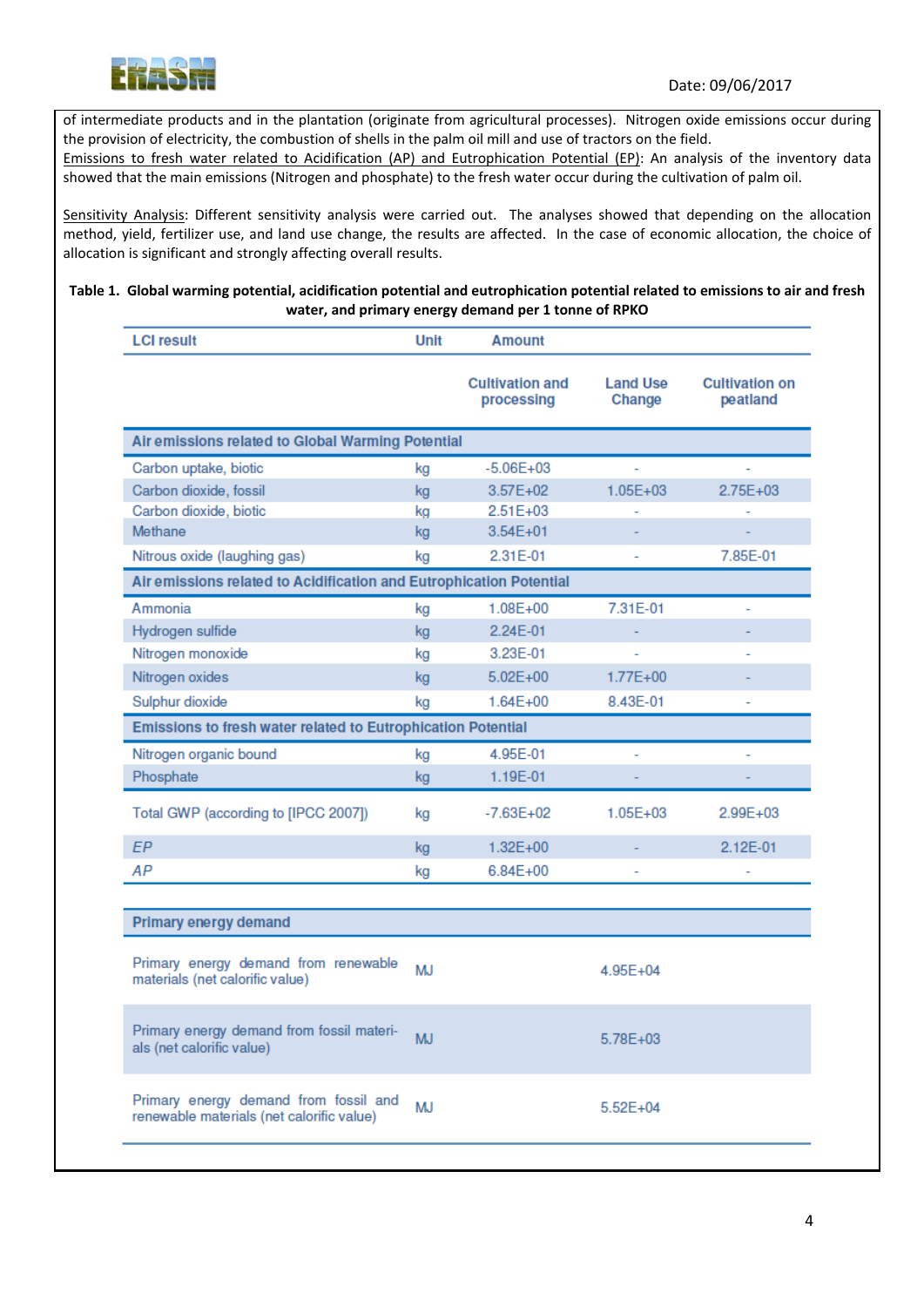of intermediate products and in the plantation (originate from agricultural processes). Nitrogen oxide emissions occur during the provision of electricity, the combustion of shells in the palm oil mill and use of tractors on the field.

Emissions to fresh water related to Acidification (AP) and Eutrophication Potential (EP): An analysis of the inventory data showed that the main emissions (Nitrogen and phosphate) to the fresh water occur during the cultivation of palm oil.

Sensitivity Analysis: Different sensitivity analysis were carried out. The analyses showed that depending on the allocation method, yield, fertilizer use, and land use change, the results are affected. In the case of economic allocation, the choice of allocation is significant and strongly affecting overall results.

**Table 1. Global warming potential, acidification potential and eutrophication potential related to emissions to air and fresh water, and primary energy demand per 1 tonne of RPKO**

| LCI result | Unit | Amount | | |
|---|---|---|---|---|
| | | Cultivation and processing | Land Use Change | Cultivation on peatland |
| **Air emissions related to Global Warming Potential** | | | | |
| Carbon uptake, biotic | kg | -5.06E+03 | - | - |
| Carbon dioxide, fossil | kg | 3.57E+02 | 1.05E+03 | 2.75E+03 |
| Carbon dioxide, biotic | kg | 2.51E+03 | - | - |
| Methane | kg | 3.54E+01 | - | - |
| Nitrous oxide (laughing gas) | kg | 2.31E-01 | - | 7.85E-01 |
| **Air emissions related to Acidification and Eutrophication Potential** | | | | |
| Ammonia | kg | 1.08E+00 | 7.31E-01 | - |
| Hydrogen sulfide | kg | 2.24E-01 | - | - |
| Nitrogen monoxide | kg | 3.23E-01 | - | - |
| Nitrogen oxides | kg | 5.02E+00 | 1.77E+00 | - |
| Sulphur dioxide | kg | 1.64E+00 | 8.43E-01 | - |
| **Emissions to fresh water related to Eutrophication Potential** | | | | |
| Nitrogen organic bound | kg | 4.95E-01 | - | - |
| Phosphate | kg | 1.19E-01 | - | - |
| Total GWP (according to [IPCC 2007]) | kg | -7.63E+02 | 1.05E+03 | 2.99E+03 |
| *EP* | kg | 1.32E+00 | - | 2.12E-01 |
| *AP* | kg | 6.84E+00 | - | - |
| **Primary energy demand** | | | | |
| Primary energy demand from renewable materials (net calorific value) | MJ | 4.95E+04 | | |
| Primary energy demand from fossil materials (net calorific value) | MJ | 5.78E+03 | | |
| Primary energy demand from fossil and renewable materials (net calorific value) | MJ | 5.52E+04 | | |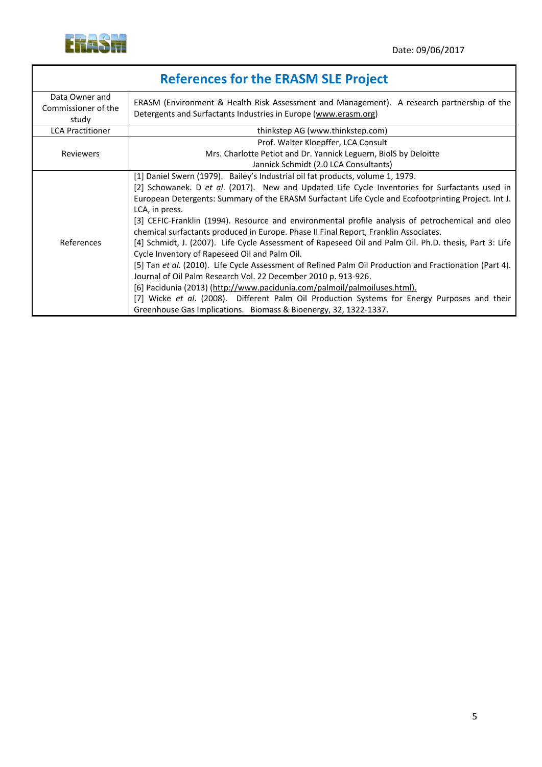Date: 09/06/2017

## References for the ERASM SLE Project

| | |
|---|---|
| Data Owner and Commissioner of the study | ERASM (Environment & Health Risk Assessment and Management). A research partnership of the Detergents and Surfactants Industries in Europe (www.erasm.org) |
| LCA Practitioner | thinkstep AG (www.thinkstep.com) |
| Reviewers | Prof. Walter Kloepffer, LCA Consult<br>Mrs. Charlotte Petiot and Dr. Yannick Leguern, BiolS by Deloitte<br>Jannick Schmidt (2.0 LCA Consultants) |
| References | [1] Daniel Swern (1979). Bailey's Industrial oil fat products, volume 1, 1979.<br>[2] Schowanek. D *et al*. (2017). New and Updated Life Cycle Inventories for Surfactants used in European Detergents: Summary of the ERASM Surfactant Life Cycle and Ecofootprinting Project. Int J. LCA, in press.<br>[3] CEFIC-Franklin (1994). Resource and environmental profile analysis of petrochemical and oleo chemical surfactants produced in Europe. Phase II Final Report, Franklin Associates.<br>[4] Schmidt, J. (2007). Life Cycle Assessment of Rapeseed Oil and Palm Oil. Ph.D. thesis, Part 3: Life Cycle Inventory of Rapeseed Oil and Palm Oil.<br>[5] Tan *et al.* (2010). Life Cycle Assessment of Refined Palm Oil Production and Fractionation (Part 4). Journal of Oil Palm Research Vol. 22 December 2010 p. 913-926.<br>[6] Pacidunia (2013) (http://www.pacidunia.com/palmoil/palmoiluses.html).<br>[7] Wicke *et al*. (2008). Different Palm Oil Production Systems for Energy Purposes and their Greenhouse Gas Implications. Biomass & Bioenergy, 32, 1322-1337. |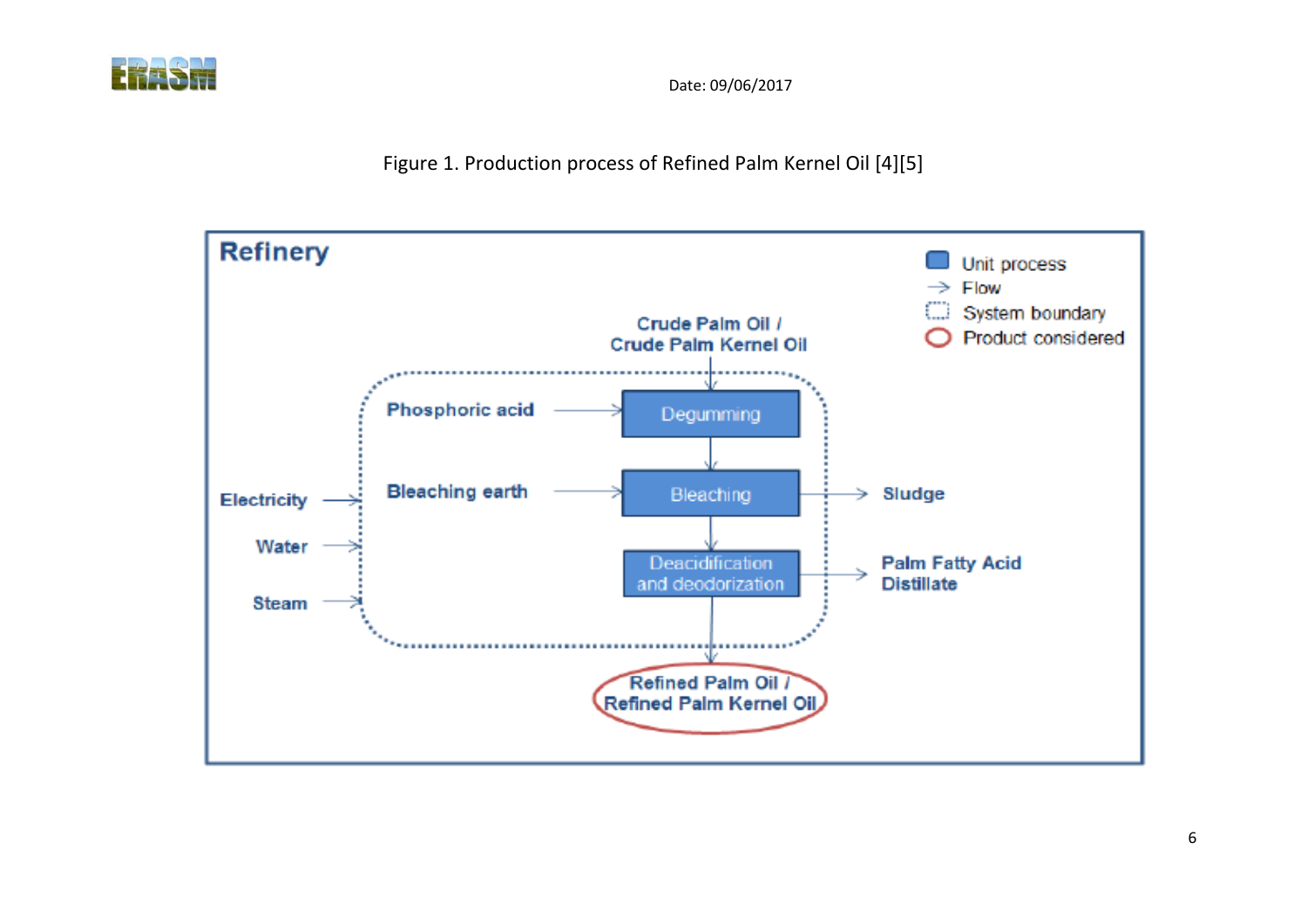Figure 1. Production process of Refined Palm Kernel Oil [4][5]

Refinery

Unit process
Flow
System boundary
Product considered

Crude Palm Oil /
Crude Palm Kernel Oil

Phosphoric acid
Degumming

Electricity
Bleaching earth
Bleaching
Sludge

Water
Deacidification and deodorization
Palm Fatty Acid Distillate

Steam

Refined Palm Oil /
Refined Palm Kernel Oil